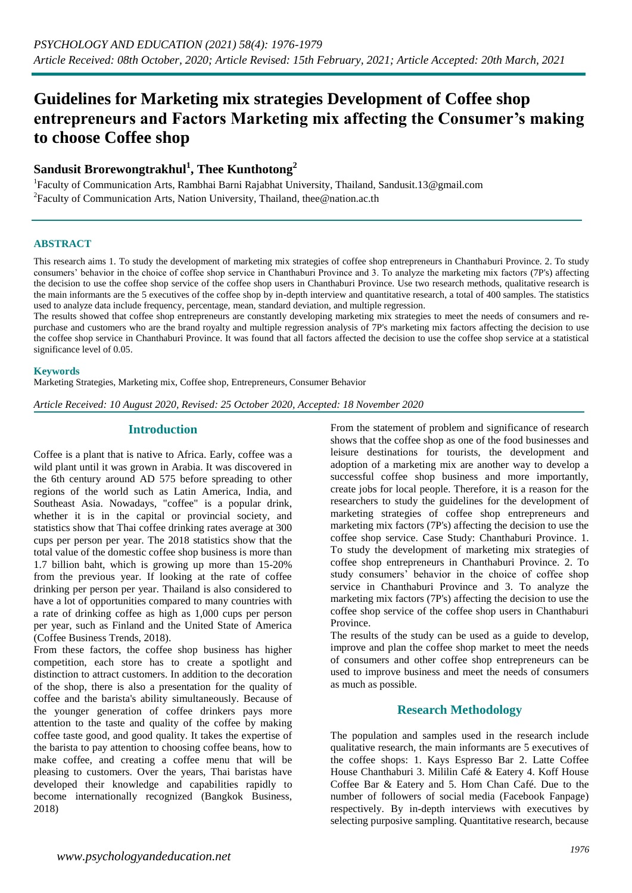# Guidelines for Marketing mix strategies Development of Coffee shop entrepreneurs and Factors Marketing mix affecting the Consumer's making to choose Coffee shop

**Sandusit Brorewongtrakhul[1], Thee Kunthotong[2]**

[1]Faculty of Communication Arts, Rambhai Barni Rajabhat University, Thailand, Sandusit.13@gmail.com
[2]Faculty of Communication Arts, Nation University, Thailand, thee@nation.ac.th

## ABSTRACT

This research aims 1. To study the development of marketing mix strategies of coffee shop entrepreneurs in Chanthaburi Province. 2. To study consumers' behavior in the choice of coffee shop service in Chanthaburi Province and 3. To analyze the marketing mix factors (7P's) affecting the decision to use the coffee shop service of the coffee shop users in Chanthaburi Province. Use two research methods, qualitative research is the main informants are the 5 executives of the coffee shop by in-depth interview and quantitative research, a total of 400 samples. The statistics used to analyze data include frequency, percentage, mean, standard deviation, and multiple regression.

The results showed that coffee shop entrepreneurs are constantly developing marketing mix strategies to meet the needs of consumers and re-purchase and customers who are the brand royalty and multiple regression analysis of 7P's marketing mix factors affecting the decision to use the coffee shop service in Chanthaburi Province. It was found that all factors affected the decision to use the coffee shop service at a statistical significance level of 0.05.

### Keywords

Marketing Strategies, Marketing mix, Coffee shop, Entrepreneurs, Consumer Behavior

*Article Received: 10 August 2020, Revised: 25 October 2020, Accepted: 18 November 2020*

## Introduction

Coffee is a plant that is native to Africa. Early, coffee was a wild plant until it was grown in Arabia. It was discovered in the 6th century around AD 575 before spreading to other regions of the world such as Latin America, India, and Southeast Asia. Nowadays, "coffee" is a popular drink, whether it is in the capital or provincial society, and statistics show that Thai coffee drinking rates average at 300 cups per person per year. The 2018 statistics show that the total value of the domestic coffee shop business is more than 1.7 billion baht, which is growing up more than 15-20% from the previous year. If looking at the rate of coffee drinking per person per year. Thailand is also considered to have a lot of opportunities compared to many countries with a rate of drinking coffee as high as 1,000 cups per person per year, such as Finland and the United State of America (Coffee Business Trends, 2018).

From these factors, the coffee shop business has higher competition, each store has to create a spotlight and distinction to attract customers. In addition to the decoration of the shop, there is also a presentation for the quality of coffee and the barista's ability simultaneously. Because of the younger generation of coffee drinkers pays more attention to the taste and quality of the coffee by making coffee taste good, and good quality. It takes the expertise of the barista to pay attention to choosing coffee beans, how to make coffee, and creating a coffee menu that will be pleasing to customers. Over the years, Thai baristas have developed their knowledge and capabilities rapidly to become internationally recognized (Bangkok Business, 2018)

From the statement of problem and significance of research shows that the coffee shop as one of the food businesses and leisure destinations for tourists, the development and adoption of a marketing mix are another way to develop a successful coffee shop business and more importantly, create jobs for local people. Therefore, it is a reason for the researchers to study the guidelines for the development of marketing strategies of coffee shop entrepreneurs and marketing mix factors (7P's) affecting the decision to use the coffee shop service. Case Study: Chanthaburi Province. 1. To study the development of marketing mix strategies of coffee shop entrepreneurs in Chanthaburi Province. 2. To study consumers' behavior in the choice of coffee shop service in Chanthaburi Province and 3. To analyze the marketing mix factors (7P's) affecting the decision to use the coffee shop service of the coffee shop users in Chanthaburi Province.

The results of the study can be used as a guide to develop, improve and plan the coffee shop market to meet the needs of consumers and other coffee shop entrepreneurs can be used to improve business and meet the needs of consumers as much as possible.

## Research Methodology

The population and samples used in the research include qualitative research, the main informants are 5 executives of the coffee shops: 1. Kays Espresso Bar 2. Latte Coffee House Chanthaburi 3. Mililin Café & Eatery 4. Koff House Coffee Bar & Eatery and 5. Hom Chan Café. Due to the number of followers of social media (Facebook Fanpage) respectively. By in-depth interviews with executives by selecting purposive sampling. Quantitative research, because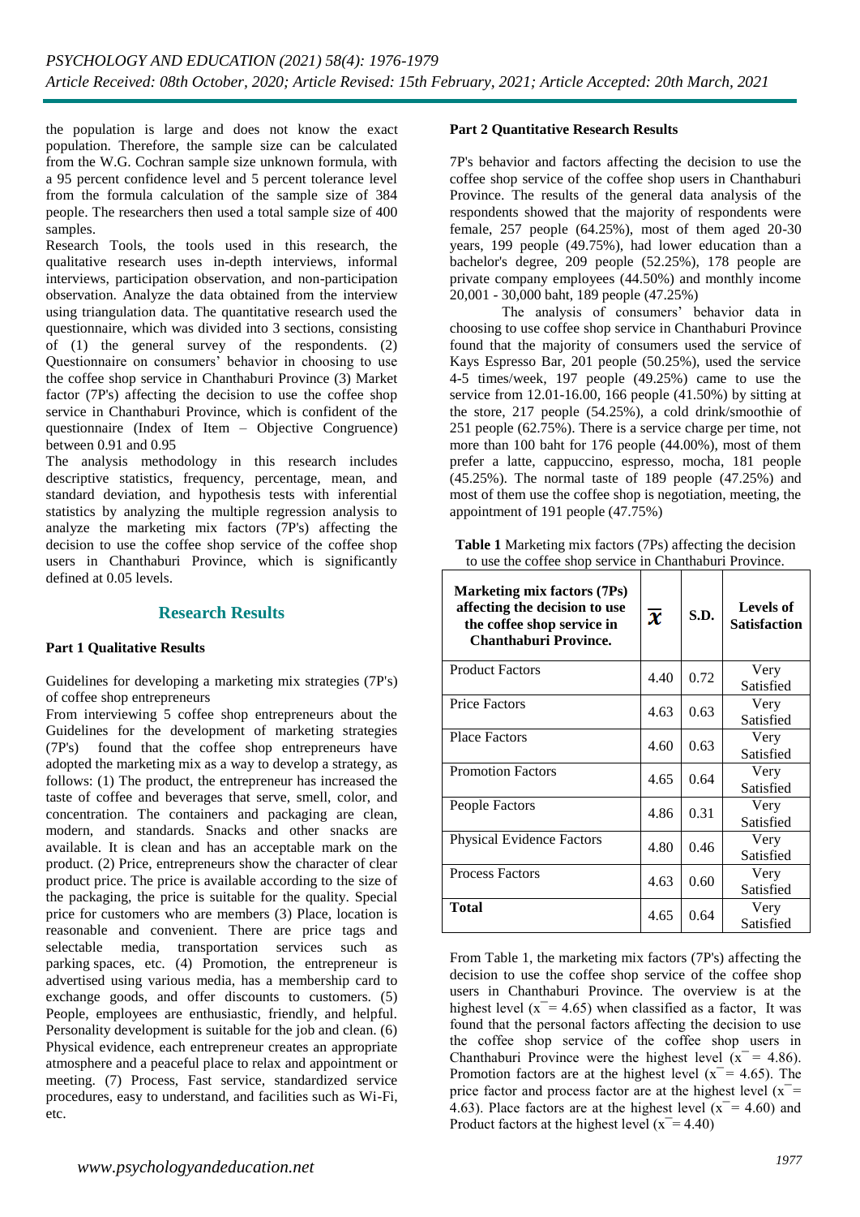the population is large and does not know the exact population. Therefore, the sample size can be calculated from the W.G. Cochran sample size unknown formula, with a 95 percent confidence level and 5 percent tolerance level from the formula calculation of the sample size of 384 people. The researchers then used a total sample size of 400 samples.

Research Tools, the tools used in this research, the qualitative research uses in-depth interviews, informal interviews, participation observation, and non-participation observation. Analyze the data obtained from the interview using triangulation data. The quantitative research used the questionnaire, which was divided into 3 sections, consisting of (1) the general survey of the respondents. (2) Questionnaire on consumers' behavior in choosing to use the coffee shop service in Chanthaburi Province (3) Market factor (7P's) affecting the decision to use the coffee shop service in Chanthaburi Province, which is confident of the questionnaire (Index of Item – Objective Congruence) between 0.91 and 0.95

The analysis methodology in this research includes descriptive statistics, frequency, percentage, mean, and standard deviation, and hypothesis tests with inferential statistics by analyzing the multiple regression analysis to analyze the marketing mix factors (7P's) affecting the decision to use the coffee shop service of the coffee shop users in Chanthaburi Province, which is significantly defined at 0.05 levels.

## Research Results

### Part 1 Qualitative Results

Guidelines for developing a marketing mix strategies (7P's) of coffee shop entrepreneurs

From interviewing 5 coffee shop entrepreneurs about the Guidelines for the development of marketing strategies (7P's) found that the coffee shop entrepreneurs have adopted the marketing mix as a way to develop a strategy, as follows: (1) The product, the entrepreneur has increased the taste of coffee and beverages that serve, smell, color, and concentration. The containers and packaging are clean, modern, and standards. Snacks and other snacks are available. It is clean and has an acceptable mark on the product. (2) Price, entrepreneurs show the character of clear product price. The price is available according to the size of the packaging, the price is suitable for the quality. Special price for customers who are members (3) Place, location is reasonable and convenient. There are price tags and selectable media, transportation services such as parking spaces, etc. (4) Promotion, the entrepreneur is advertised using various media, has a membership card to exchange goods, and offer discounts to customers. (5) People, employees are enthusiastic, friendly, and helpful. Personality development is suitable for the job and clean. (6) Physical evidence, each entrepreneur creates an appropriate atmosphere and a peaceful place to relax and appointment or meeting. (7) Process, Fast service, standardized service procedures, easy to understand, and facilities such as Wi-Fi, etc.

### Part 2 Quantitative Research Results

7P's behavior and factors affecting the decision to use the coffee shop service of the coffee shop users in Chanthaburi Province. The results of the general data analysis of the respondents showed that the majority of respondents were female, 257 people (64.25%), most of them aged 20-30 years, 199 people (49.75%), had lower education than a bachelor's degree, 209 people (52.25%), 178 people are private company employees (44.50%) and monthly income 20,001 - 30,000 baht, 189 people (47.25%)

The analysis of consumers' behavior data in choosing to use coffee shop service in Chanthaburi Province found that the majority of consumers used the service of Kays Espresso Bar, 201 people (50.25%), used the service 4-5 times/week, 197 people (49.25%) came to use the service from 12.01-16.00, 166 people (41.50%) by sitting at the store, 217 people (54.25%), a cold drink/smoothie of 251 people (62.75%). There is a service charge per time, not more than 100 baht for 176 people (44.00%), most of them prefer a latte, cappuccino, espresso, mocha, 181 people (45.25%). The normal taste of 189 people (47.25%) and most of them use the coffee shop is negotiation, meeting, the appointment of 191 people (47.75%)

**Table 1** Marketing mix factors (7Ps) affecting the decision to use the coffee shop service in Chanthaburi Province.

| **Marketing mix factors (7Ps) affecting the decision to use the coffee shop service in Chanthaburi Province.** | $\bar{x}$ | **S.D.** | **Levels of Satisfaction** |
|---|---|---|---|
| Product Factors | 4.40 | 0.72 | Very Satisfied |
| Price Factors | 4.63 | 0.63 | Very Satisfied |
| Place Factors | 4.60 | 0.63 | Very Satisfied |
| Promotion Factors | 4.65 | 0.64 | Very Satisfied |
| People Factors | 4.86 | 0.31 | Very Satisfied |
| Physical Evidence Factors | 4.80 | 0.46 | Very Satisfied |
| Process Factors | 4.63 | 0.60 | Very Satisfied |
| **Total** | 4.65 | 0.64 | Very Satisfied |

From Table 1, the marketing mix factors (7P's) affecting the decision to use the coffee shop service of the coffee shop users in Chanthaburi Province. The overview is at the highest level ($\bar{x}$ = 4.65) when classified as a factor, It was found that the personal factors affecting the decision to use the coffee shop service of the coffee shop users in Chanthaburi Province were the highest level ($\bar{x}$ = 4.86). Promotion factors are at the highest level ($\bar{x}$ = 4.65). The price factor and process factor are at the highest level ($\bar{x}$ = 4.63). Place factors are at the highest level ($\bar{x}$ = 4.60) and Product factors at the highest level ($\bar{x}$ = 4.40)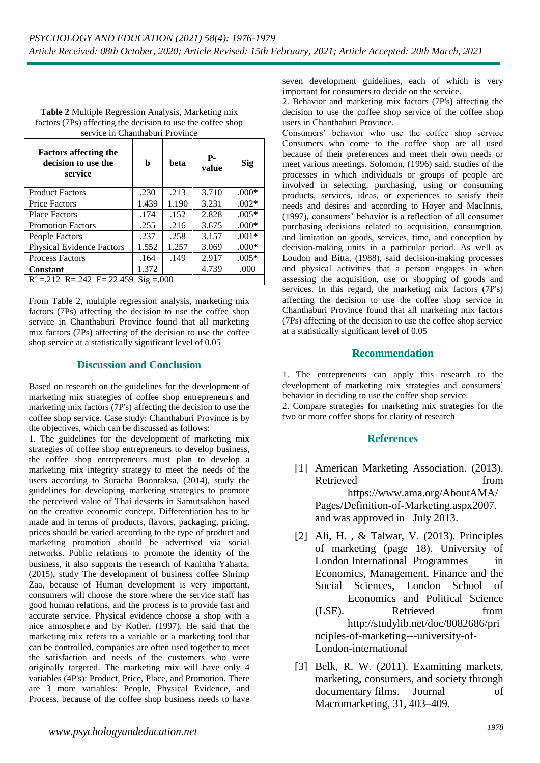**Table 2** Multiple Regression Analysis, Marketing mix factors (7Ps) affecting the decision to use the coffee shop service in Chanthaburi Province

| Factors affecting the decision to use the service | b | beta | P-value | Sig |
|---|---|---|---|---|
| Product Factors | .230 | .213 | 3.710 | .000* |
| Price Factors | 1.439 | 1.190 | 3.231 | .002* |
| Place Factors | .174 | .152 | 2.828 | .005* |
| Promotion Factors | .255 | .216 | 3.675 | .000* |
| People Factors | .237 | .258 | 3.157 | .001* |
| Physical Evidence Factors | 1.552 | 1.257 | 3.069 | .000* |
| Process Factors | .164 | .149 | 2.917 | .005* |
| **Constant** | 1.372 | | 4.739 | .000 |
| $R^2$=.212 R=.242 F= 22.459 Sig =.000 | | | | |

From Table 2, multiple regression analysis, marketing mix factors (7Ps) affecting the decision to use the coffee shop service in Chanthaburi Province found that all marketing mix factors (7Ps) affecting of the decision to use the coffee shop service at a statistically significant level of 0.05

## Discussion and Conclusion

Based on research on the guidelines for the development of marketing mix strategies of coffee shop entrepreneurs and marketing mix factors (7P's) affecting the decision to use the coffee shop service. Case study: Chanthaburi Province is by the objectives, which can be discussed as follows:

1. The guidelines for the development of marketing mix strategies of coffee shop entrepreneurs to develop business, the coffee shop entrepreneurs must plan to develop a marketing mix integrity strategy to meet the needs of the users according to Suracha Boonraksa, (2014), study the guidelines for developing marketing strategies to promote the perceived value of Thai desserts in Samutsakhon based on the creative economic concept. Differentiation has to be made and in terms of products, flavors, packaging, pricing, prices should be varied according to the type of product and marketing promotion should be advertised via social networks. Public relations to promote the identity of the business, it also supports the research of Kanittha Yahatta, (2015), study The development of business coffee Shrimp Zaa, because of Human development is very important, consumers will choose the store where the service staff has good human relations, and the process is to provide fast and accurate service. Physical evidence choose a shop with a nice atmosphere and by Kotler, (1997). He said that the marketing mix refers to a variable or a marketing tool that can be controlled, companies are often used together to meet the satisfaction and needs of the customers who were originally targeted. The marketing mix will have only 4 variables (4P's): Product, Price, Place, and Promotion. There are 3 more variables: People, Physical Evidence, and Process, because of the coffee shop business needs to have seven development guidelines, each of which is very important for consumers to decide on the service.

2. Behavior and marketing mix factors (7P's) affecting the decision to use the coffee shop service of the coffee shop users in Chanthaburi Province.

Consumers' behavior who use the coffee shop service Consumers who come to the coffee shop are all used because of their preferences and meet their own needs or meet various meetings. Solomon, (1996) said, studies of the processes in which individuals or groups of people are involved in selecting, purchasing, using or consuming products, services, ideas, or experiences to satisfy their needs and desires and according to Hoyer and MacInnis, (1997), consumers' behavior is a reflection of all consumer purchasing decisions related to acquisition, consumption, and limitation on goods, services, time, and conception by decision-making units in a particular period. As well as Loudon and Bitta, (1988), said decision-making processes and physical activities that a person engages in when assessing the acquisition, use or shopping of goods and services. In this regard, the marketing mix factors (7P's) affecting the decision to use the coffee shop service in Chanthaburi Province found that all marketing mix factors (7Ps) affecting of the decision to use the coffee shop service at a statistically significant level of 0.05

## Recommendation

1. The entrepreneurs can apply this research to the development of marketing mix strategies and consumers' behavior in deciding to use the coffee shop service.
2. Compare strategies for marketing mix strategies for the two or more coffee shops for clarity of research

## References

[1] American Marketing Association. (2013). Retrieved from https://www.ama.org/AboutAMA/Pages/Definition-of-Marketing.aspx2007. and was approved in July 2013.

[2] Ali, H. , & Talwar, V. (2013). Principles of marketing (page 18). University of London International Programmes in Economics, Management, Finance and the Social Sciences, London School of Economics and Political Science (LSE). Retrieved from http://studylib.net/doc/8082686/principles-of-marketing---university-of-London-international

[3] Belk, R. W. (2011). Examining markets, marketing, consumers, and society through documentary films. Journal of Macromarketing, 31, 403–409.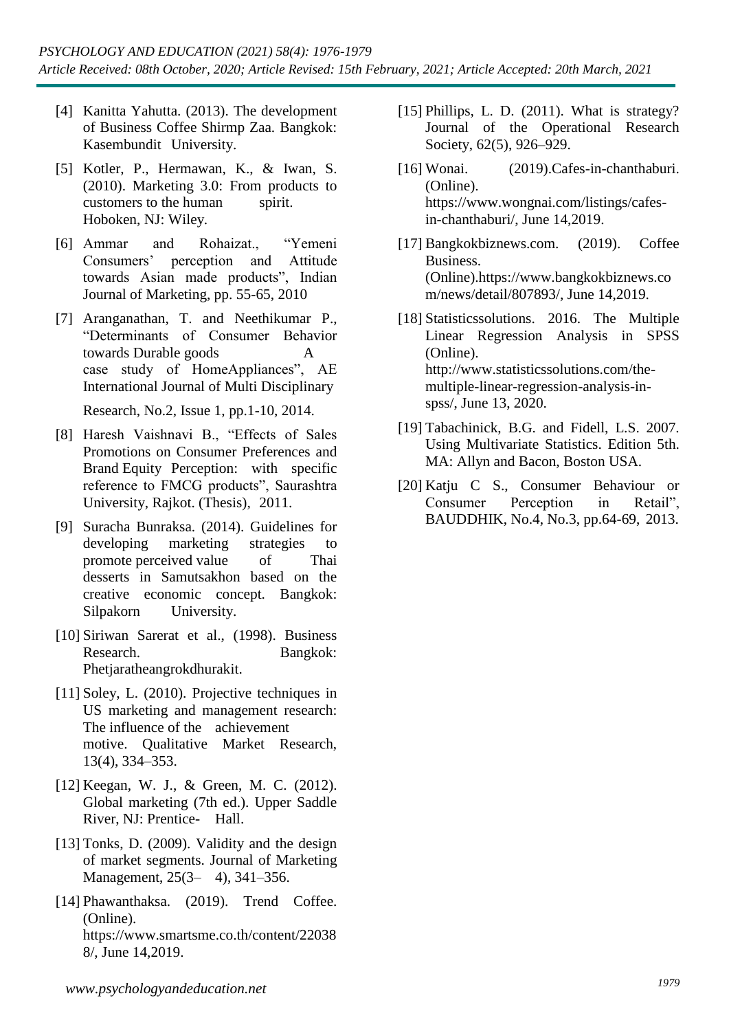[4] Kanitta Yahutta. (2013). The development of Business Coffee Shirmp Zaa. Bangkok: Kasembundit University.

[5] Kotler, P., Hermawan, K., & Iwan, S. (2010). Marketing 3.0: From products to customers to the human spirit. Hoboken, NJ: Wiley.

[6] Ammar and Rohaizat., "Yemeni Consumers' perception and Attitude towards Asian made products", Indian Journal of Marketing, pp. 55-65, 2010

[7] Aranganathan, T. and Neethikumar P., "Determinants of Consumer Behavior towards Durable goods A case study of HomeAppliances", AE International Journal of Multi Disciplinary Research, No.2, Issue 1, pp.1-10, 2014.

[8] Haresh Vaishnavi B., "Effects of Sales Promotions on Consumer Preferences and Brand Equity Perception: with specific reference to FMCG products", Saurashtra University, Rajkot. (Thesis), 2011.

[9] Suracha Bunraksa. (2014). Guidelines for developing marketing strategies to promote perceived value of Thai desserts in Samutsakhon based on the creative economic concept. Bangkok: Silpakorn University.

[10] Siriwan Sarerat et al., (1998). Business Research. Bangkok: Phetjaratheangrokdhurakit.

[11] Soley, L. (2010). Projective techniques in US marketing and management research: The influence of the achievement motive. Qualitative Market Research, 13(4), 334–353.

[12] Keegan, W. J., & Green, M. C. (2012). Global marketing (7th ed.). Upper Saddle River, NJ: Prentice- Hall.

[13] Tonks, D. (2009). Validity and the design of market segments. Journal of Marketing Management, 25(3– 4), 341–356.

[14] Phawanthaksa. (2019). Trend Coffee. (Online). https://www.smartsme.co.th/content/220388/, June 14,2019.

[15] Phillips, L. D. (2011). What is strategy? Journal of the Operational Research Society, 62(5), 926–929.

[16] Wonai. (2019).Cafes-in-chanthaburi. (Online). https://www.wongnai.com/listings/cafes-in-chanthaburi/, June 14,2019.

[17] Bangkokbiznews.com. (2019). Coffee Business. (Online).https://www.bangkokbiznews.com/news/detail/807893/, June 14,2019.

[18] Statisticssolutions. 2016. The Multiple Linear Regression Analysis in SPSS (Online). http://www.statisticssolutions.com/the-multiple-linear-regression-analysis-in-spss/, June 13, 2020.

[19] Tabachinick, B.G. and Fidell, L.S. 2007. Using Multivariate Statistics. Edition 5th. MA: Allyn and Bacon, Boston USA.

[20] Katju C S., Consumer Behaviour or Consumer Perception in Retail", BAUDDHIK, No.4, No.3, pp.64-69, 2013.